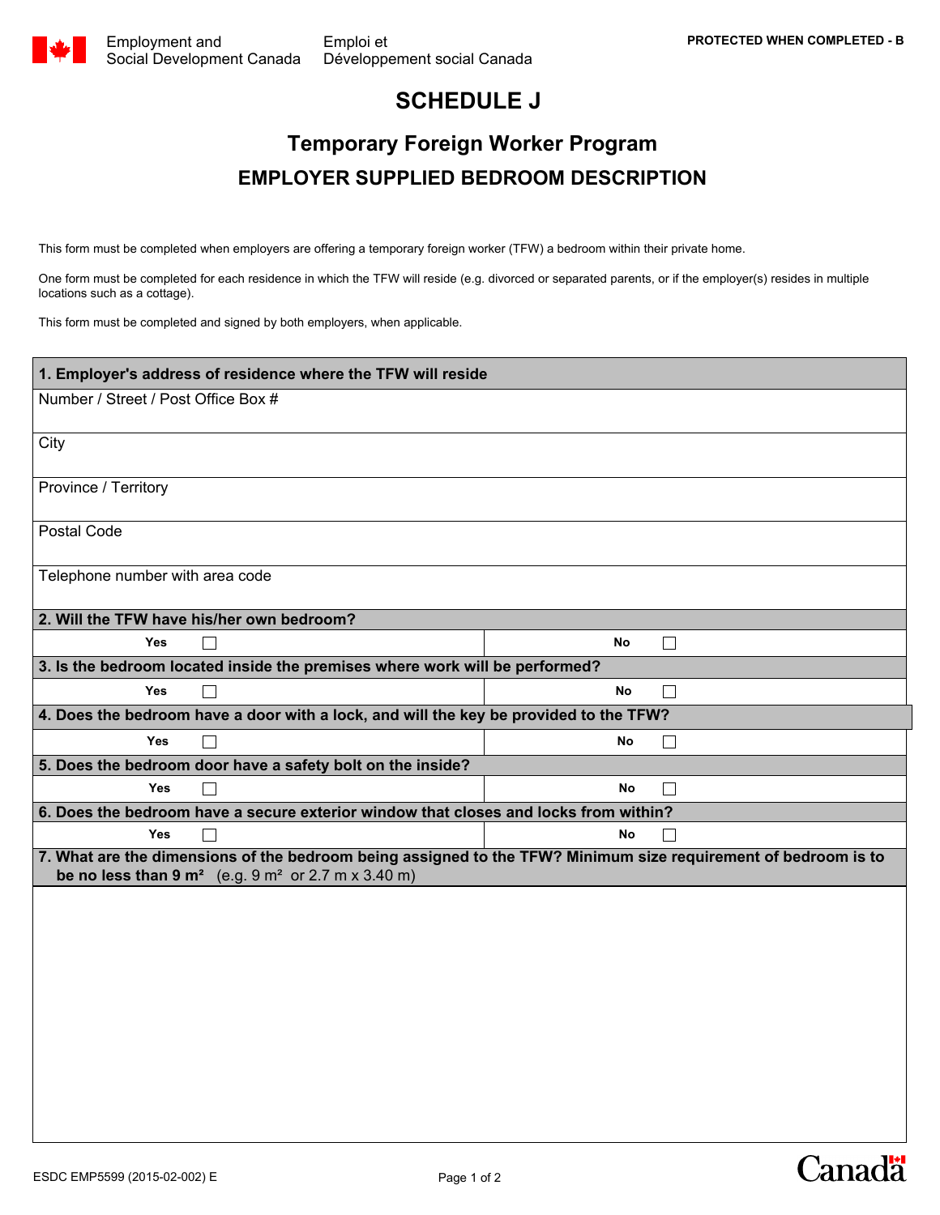Employment and Social Development Canada / Emploi et Développement social Canada

PROTECTED WHEN COMPLETED - B

# SCHEDULE J

## Temporary Foreign Worker Program

## EMPLOYER SUPPLIED BEDROOM DESCRIPTION

This form must be completed when employers are offering a temporary foreign worker (TFW) a bedroom within their private home.

One form must be completed for each residence in which the TFW will reside (e.g. divorced or separated parents, or if the employer(s) resides in multiple locations such as a cottage).

This form must be completed and signed by both employers, when applicable.

**1. Employer's address of residence where the TFW will reside**

Number / Street / Post Office Box #

City

Province / Territory

Postal Code

Telephone number with area code

**2. Will the TFW have his/her own bedroom?**

| Yes ☐ | No ☐ |
|---|---|

**3. Is the bedroom located inside the premises where work will be performed?**

| Yes ☐ | No ☐ |
|---|---|

**4. Does the bedroom have a door with a lock, and will the key be provided to the TFW?**

| Yes ☐ | No ☐ |
|---|---|

**5. Does the bedroom door have a safety bolt on the inside?**

| Yes ☐ | No ☐ |
|---|---|

**6. Does the bedroom have a secure exterior window that closes and locks from within?**

| Yes ☐ | No ☐ |
|---|---|

**7. What are the dimensions of the bedroom being assigned to the TFW? Minimum size requirement of bedroom is to be no less than 9 m²** (e.g. 9 m² or 2.7 m x 3.40 m)

ESDC EMP5599 (2015-02-002) E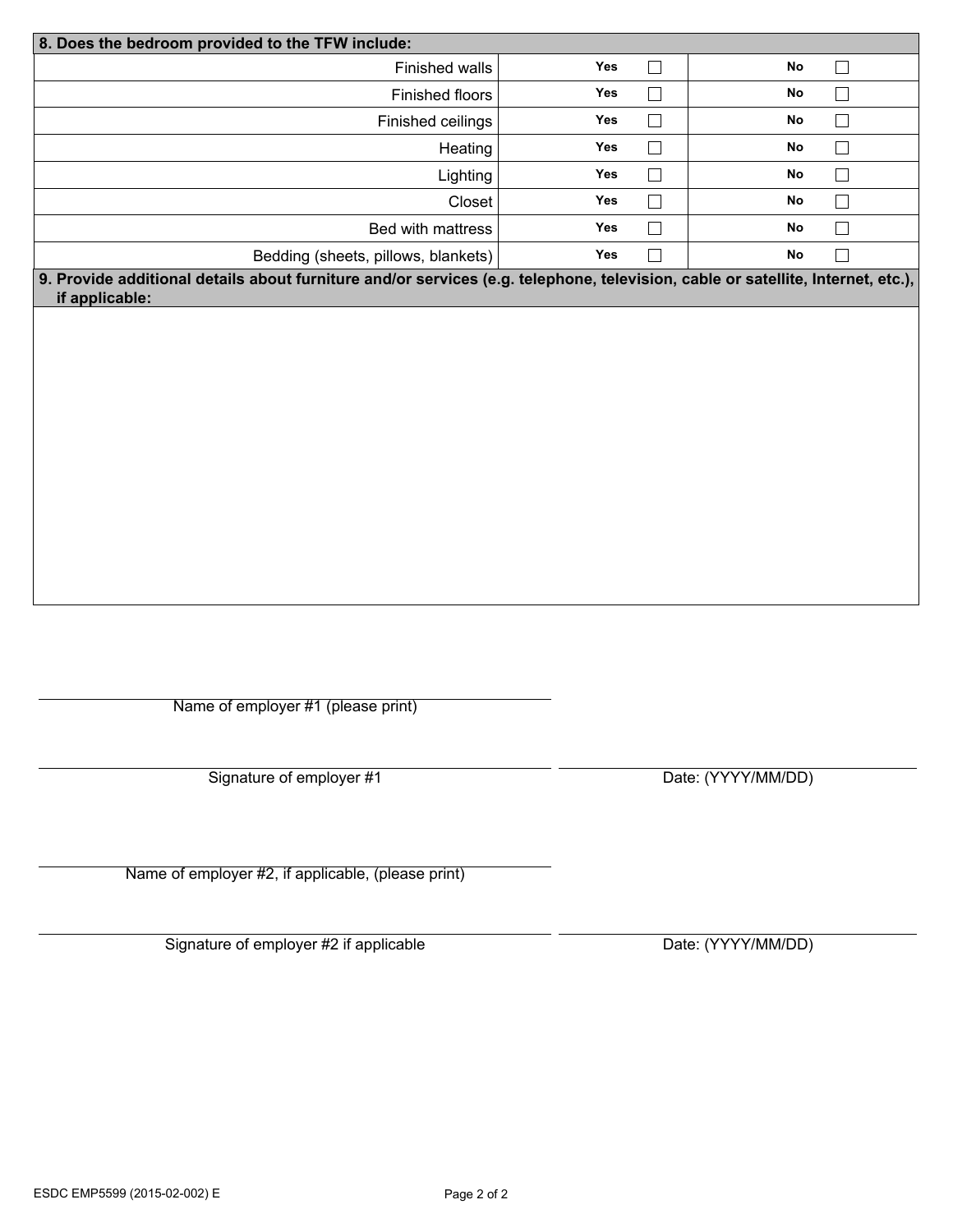| 8. Does the bedroom provided to the TFW include: | | |
| --- | --- | --- |
| Finished walls | Yes ☐ | No ☐ |
| Finished floors | Yes ☐ | No ☐ |
| Finished ceilings | Yes ☐ | No ☐ |
| Heating | Yes ☐ | No ☐ |
| Lighting | Yes ☐ | No ☐ |
| Closet | Yes ☐ | No ☐ |
| Bed with mattress | Yes ☐ | No ☐ |
| Bedding (sheets, pillows, blankets) | Yes ☐ | No ☐ |

**9. Provide additional details about furniture and/or services (e.g. telephone, television, cable or satellite, Internet, etc.), if applicable:**

Name of employer #1 (please print)

Signature of employer #1 | Date: (YYYY/MM/DD)

Name of employer #2, if applicable, (please print)

Signature of employer #2 if applicable | Date: (YYYY/MM/DD)

ESDC EMP5599 (2015-02-002) E